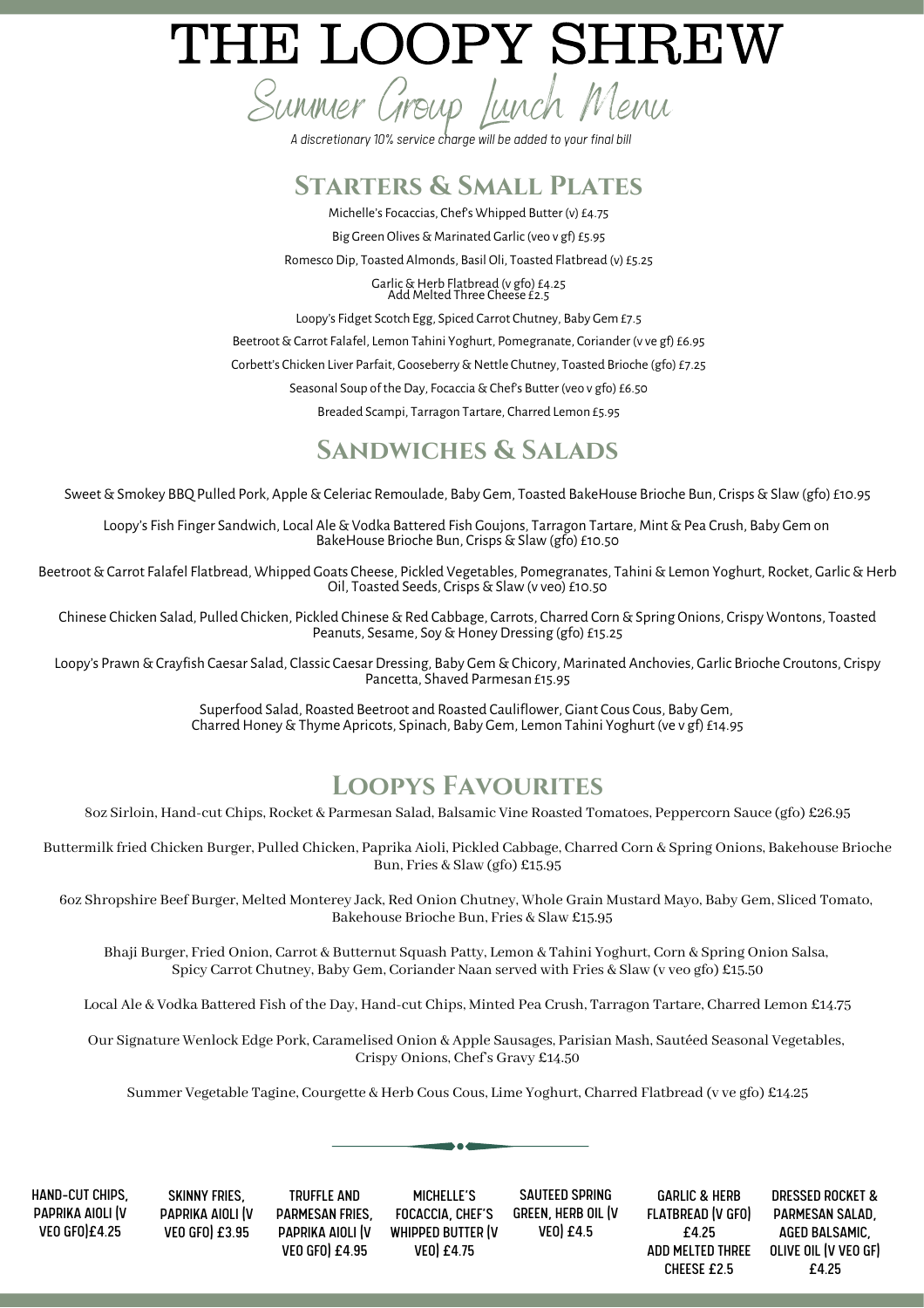# THE LOOPY SHREW

## Summer Group Lunch Menu

*A discretionary 10% service charge will be added to your final bill*

## Starters & Small Plates

Michelle's Focaccias, Chef's Whipped Butter (v) £4.75

Big Green Olives & Marinated Garlic (veo v gf) £5.95

Romesco Dip, Toasted Almonds, Basil Oli, Toasted Flatbread (v) £5.25

Garlic & Herb Flatbread (v gfo) £4.25
Add Melted Three Cheese £2.5

Loopy's Fidget Scotch Egg, Spiced Carrot Chutney, Baby Gem £7.5

Beetroot & Carrot Falafel, Lemon Tahini Yoghurt, Pomegranate, Coriander (v ve gf) £6.95

Corbett's Chicken Liver Parfait, Gooseberry & Nettle Chutney, Toasted Brioche (gfo) £7.25

Seasonal Soup of the Day, Focaccia & Chef's Butter (veo v gfo) £6.50

Breaded Scampi, Tarragon Tartare, Charred Lemon £5.95

## Sandwiches & Salads

Sweet & Smokey BBQ Pulled Pork, Apple & Celeriac Remoulade, Baby Gem, Toasted BakeHouse Brioche Bun, Crisps & Slaw (gfo) £10.95

Loopy's Fish Finger Sandwich, Local Ale & Vodka Battered Fish Goujons, Tarragon Tartare, Mint & Pea Crush, Baby Gem on BakeHouse Brioche Bun, Crisps & Slaw (gfo) £10.50

Beetroot & Carrot Falafel Flatbread, Whipped Goats Cheese, Pickled Vegetables, Pomegranates, Tahini & Lemon Yoghurt, Rocket, Garlic & Herb Oil, Toasted Seeds, Crisps & Slaw (v veo) £10.50

Chinese Chicken Salad, Pulled Chicken, Pickled Chinese & Red Cabbage, Carrots, Charred Corn & Spring Onions, Crispy Wontons, Toasted Peanuts, Sesame, Soy & Honey Dressing (gfo) £15.25

Loopy's Prawn & Crayfish Caesar Salad, Classic Caesar Dressing, Baby Gem & Chicory, Marinated Anchovies, Garlic Brioche Croutons, Crispy Pancetta, Shaved Parmesan £15.95

Superfood Salad, Roasted Beetroot and Roasted Cauliflower, Giant Cous Cous, Baby Gem, Charred Honey & Thyme Apricots, Spinach, Baby Gem, Lemon Tahini Yoghurt (ve v gf) £14.95

## Loopys Favourites

8oz Sirloin, Hand-cut Chips, Rocket & Parmesan Salad, Balsamic Vine Roasted Tomatoes, Peppercorn Sauce (gfo) £26.95

Buttermilk fried Chicken Burger, Pulled Chicken, Paprika Aioli, Pickled Cabbage, Charred Corn & Spring Onions, Bakehouse Brioche Bun, Fries & Slaw (gfo) £15.95

6oz Shropshire Beef Burger, Melted Monterey Jack, Red Onion Chutney, Whole Grain Mustard Mayo, Baby Gem, Sliced Tomato, Bakehouse Brioche Bun, Fries & Slaw £15.95

Bhaji Burger, Fried Onion, Carrot & Butternut Squash Patty, Lemon & Tahini Yoghurt, Corn & Spring Onion Salsa, Spicy Carrot Chutney, Baby Gem, Coriander Naan served with Fries & Slaw (v veo gfo) £15.50

Local Ale & Vodka Battered Fish of the Day, Hand-cut Chips, Minted Pea Crush, Tarragon Tartare, Charred Lemon £14.75

Our Signature Wenlock Edge Pork, Caramelised Onion & Apple Sausages, Parisian Mash, Sautéed Seasonal Vegetables, Crispy Onions, Chef's Gravy £14.50

Summer Vegetable Tagine, Courgette & Herb Cous Cous, Lime Yoghurt, Charred Flatbread (v ve gfo) £14.25

---

HAND-CUT CHIPS, PAPRIKA AIOLI (V VEO GFO)£4.25

SKINNY FRIES, PAPRIKA AIOLI (V VEO GFO) £3.95

TRUFFLE AND PARMESAN FRIES, PAPRIKA AIOLI (V VEO GFO) £4.95

MICHELLE'S FOCACCIA, CHEF'S WHIPPED BUTTER (V VEO) £4.75

SAUTEED SPRING GREEN, HERB OIL (V VEO) £4.5

GARLIC & HERB FLATBREAD (V GFO) £4.25
ADD MELTED THREE CHEESE £2.5

DRESSED ROCKET & PARMESAN SALAD, AGED BALSAMIC, OLIVE OIL (V VEO GF) £4.25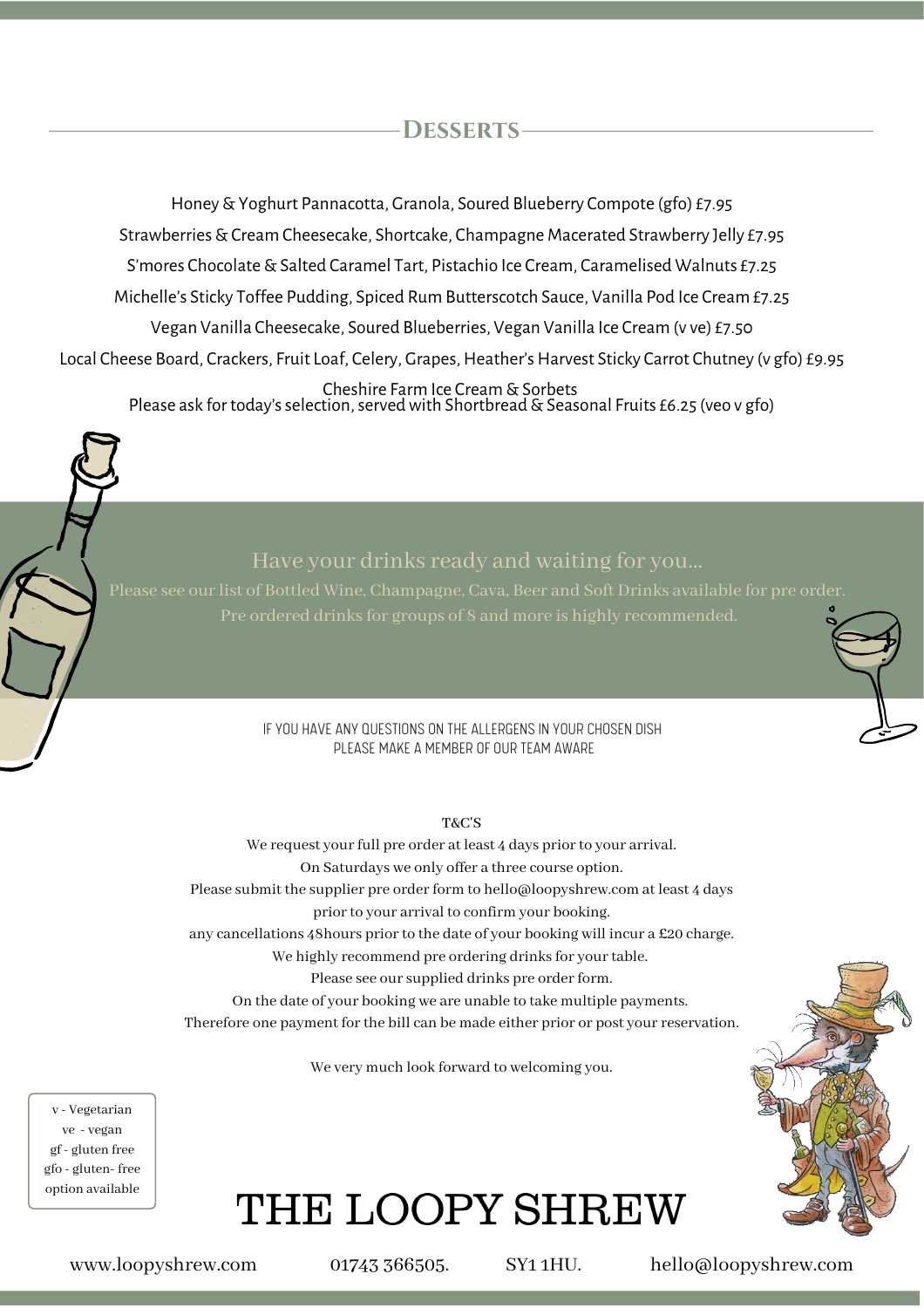## Desserts

Honey & Yoghurt Pannacotta, Granola, Soured Blueberry Compote (gfo) £7.95

Strawberries & Cream Cheesecake, Shortcake, Champagne Macerated Strawberry Jelly £7.95

S'mores Chocolate & Salted Caramel Tart, Pistachio Ice Cream, Caramelised Walnuts £7.25

Michelle's Sticky Toffee Pudding, Spiced Rum Butterscotch Sauce, Vanilla Pod Ice Cream £7.25

Vegan Vanilla Cheesecake, Soured Blueberries, Vegan Vanilla Ice Cream (v ve) £7.50

Local Cheese Board, Crackers, Fruit Loaf, Celery, Grapes, Heather's Harvest Sticky Carrot Chutney (v gfo) £9.95

Cheshire Farm Ice Cream & Sorbets
Please ask for today's selection, served with Shortbread & Seasonal Fruits £6.25 (veo v gfo)

Have your drinks ready and waiting for you...

Please see our list of Bottled Wine, Champagne, Cava, Beer and Soft Drinks available for pre order.
Pre ordered drinks for groups of 8 and more is highly recommended.

IF YOU HAVE ANY QUESTIONS ON THE ALLERGENS IN YOUR CHOSEN DISH
PLEASE MAKE A MEMBER OF OUR TEAM AWARE

T&C'S

We request your full pre order at least 4 days prior to your arrival.
On Saturdays we only offer a three course option.
Please submit the supplier pre order form to hello@loopyshrew.com at least 4 days prior to your arrival to confirm your booking.
any cancellations 48hours prior to the date of your booking will incur a £20 charge.
We highly recommend pre ordering drinks for your table.
Please see our supplied drinks pre order form.
On the date of your booking we are unable to take multiple payments.
Therefore one payment for the bill can be made either prior or post your reservation.

We very much look forward to welcoming you.

v - Vegetarian
ve - vegan
gf - gluten free
gfo - gluten- free option available

# THE LOOPY SHREW

www.loopyshrew.com 01743 366505. SY1 1HU. hello@loopyshrew.com